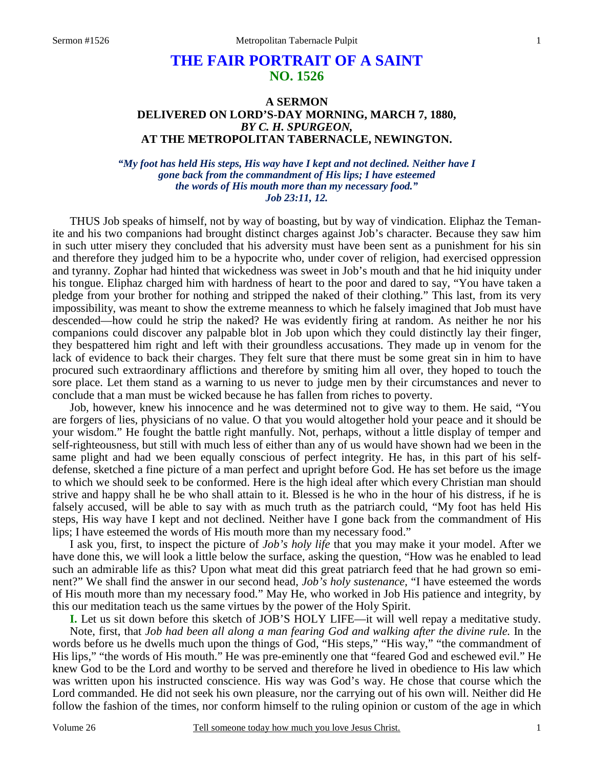# THE FAIR PORTRAIT OF A SAINT
## NO. 1526

### A SERMON
### DELIVERED ON LORD'S-DAY MORNING, MARCH 7, 1880,
### *BY C. H. SPURGEON,*
### AT THE METROPOLITAN TABERNACLE, NEWINGTON.

*"My foot has held His steps, His way have I kept and not declined. Neither have I gone back from the commandment of His lips; I have esteemed the words of His mouth more than my necessary food." Job 23:11, 12.*

THUS Job speaks of himself, not by way of boasting, but by way of vindication. Eliphaz the Temanite and his two companions had brought distinct charges against Job's character. Because they saw him in such utter misery they concluded that his adversity must have been sent as a punishment for his sin and therefore they judged him to be a hypocrite who, under cover of religion, had exercised oppression and tyranny. Zophar had hinted that wickedness was sweet in Job's mouth and that he hid iniquity under his tongue. Eliphaz charged him with hardness of heart to the poor and dared to say, "You have taken a pledge from your brother for nothing and stripped the naked of their clothing." This last, from its very impossibility, was meant to show the extreme meanness to which he falsely imagined that Job must have descended—how could he strip the naked? He was evidently firing at random. As neither he nor his companions could discover any palpable blot in Job upon which they could distinctly lay their finger, they bespattered him right and left with their groundless accusations. They made up in venom for the lack of evidence to back their charges. They felt sure that there must be some great sin in him to have procured such extraordinary afflictions and therefore by smiting him all over, they hoped to touch the sore place. Let them stand as a warning to us never to judge men by their circumstances and never to conclude that a man must be wicked because he has fallen from riches to poverty.

Job, however, knew his innocence and he was determined not to give way to them. He said, "You are forgers of lies, physicians of no value. O that you would altogether hold your peace and it should be your wisdom." He fought the battle right manfully. Not, perhaps, without a little display of temper and self-righteousness, but still with much less of either than any of us would have shown had we been in the same plight and had we been equally conscious of perfect integrity. He has, in this part of his self-defense, sketched a fine picture of a man perfect and upright before God. He has set before us the image to which we should seek to be conformed. Here is the high ideal after which every Christian man should strive and happy shall he be who shall attain to it. Blessed is he who in the hour of his distress, if he is falsely accused, will be able to say with as much truth as the patriarch could, "My foot has held His steps, His way have I kept and not declined. Neither have I gone back from the commandment of His lips; I have esteemed the words of His mouth more than my necessary food."

I ask you, first, to inspect the picture of *Job's holy life* that you may make it your model. After we have done this, we will look a little below the surface, asking the question, "How was he enabled to lead such an admirable life as this? Upon what meat did this great patriarch feed that he had grown so eminent?" We shall find the answer in our second head, *Job's holy sustenance,* "I have esteemed the words of His mouth more than my necessary food." May He, who worked in Job His patience and integrity, by this our meditation teach us the same virtues by the power of the Holy Spirit.

**I.** Let us sit down before this sketch of JOB'S HOLY LIFE—it will well repay a meditative study.

Note, first, that *Job had been all along a man fearing God and walking after the divine rule.* In the words before us he dwells much upon the things of God, "His steps," "His way," "the commandment of His lips," "the words of His mouth." He was pre-eminently one that "feared God and eschewed evil." He knew God to be the Lord and worthy to be served and therefore he lived in obedience to His law which was written upon his instructed conscience. His way was God's way. He chose that course which the Lord commanded. He did not seek his own pleasure, nor the carrying out of his own will. Neither did He follow the fashion of the times, nor conform himself to the ruling opinion or custom of the age in which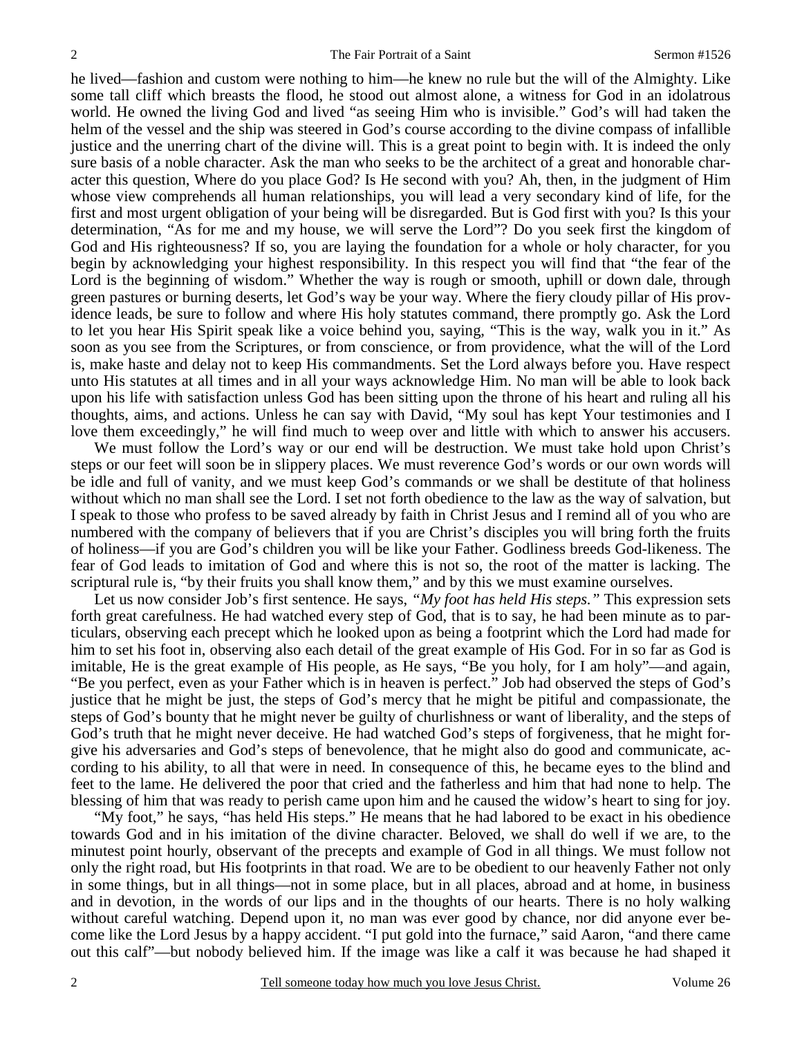he lived—fashion and custom were nothing to him—he knew no rule but the will of the Almighty. Like some tall cliff which breasts the flood, he stood out almost alone, a witness for God in an idolatrous world. He owned the living God and lived "as seeing Him who is invisible." God's will had taken the helm of the vessel and the ship was steered in God's course according to the divine compass of infallible justice and the unerring chart of the divine will. This is a great point to begin with. It is indeed the only sure basis of a noble character. Ask the man who seeks to be the architect of a great and honorable character this question, Where do you place God? Is He second with you? Ah, then, in the judgment of Him whose view comprehends all human relationships, you will lead a very secondary kind of life, for the first and most urgent obligation of your being will be disregarded. But is God first with you? Is this your determination, "As for me and my house, we will serve the Lord"? Do you seek first the kingdom of God and His righteousness? If so, you are laying the foundation for a whole or holy character, for you begin by acknowledging your highest responsibility. In this respect you will find that "the fear of the Lord is the beginning of wisdom." Whether the way is rough or smooth, uphill or down dale, through green pastures or burning deserts, let God's way be your way. Where the fiery cloudy pillar of His providence leads, be sure to follow and where His holy statutes command, there promptly go. Ask the Lord to let you hear His Spirit speak like a voice behind you, saying, "This is the way, walk you in it." As soon as you see from the Scriptures, or from conscience, or from providence, what the will of the Lord is, make haste and delay not to keep His commandments. Set the Lord always before you. Have respect unto His statutes at all times and in all your ways acknowledge Him. No man will be able to look back upon his life with satisfaction unless God has been sitting upon the throne of his heart and ruling all his thoughts, aims, and actions. Unless he can say with David, "My soul has kept Your testimonies and I love them exceedingly," he will find much to weep over and little with which to answer his accusers.

We must follow the Lord's way or our end will be destruction. We must take hold upon Christ's steps or our feet will soon be in slippery places. We must reverence God's words or our own words will be idle and full of vanity, and we must keep God's commands or we shall be destitute of that holiness without which no man shall see the Lord. I set not forth obedience to the law as the way of salvation, but I speak to those who profess to be saved already by faith in Christ Jesus and I remind all of you who are numbered with the company of believers that if you are Christ's disciples you will bring forth the fruits of holiness—if you are God's children you will be like your Father. Godliness breeds God-likeness. The fear of God leads to imitation of God and where this is not so, the root of the matter is lacking. The scriptural rule is, "by their fruits you shall know them," and by this we must examine ourselves.

Let us now consider Job's first sentence. He says, *"My foot has held His steps."* This expression sets forth great carefulness. He had watched every step of God, that is to say, he had been minute as to particulars, observing each precept which he looked upon as being a footprint which the Lord had made for him to set his foot in, observing also each detail of the great example of His God. For in so far as God is imitable, He is the great example of His people, as He says, "Be you holy, for I am holy"—and again, "Be you perfect, even as your Father which is in heaven is perfect." Job had observed the steps of God's justice that he might be just, the steps of God's mercy that he might be pitiful and compassionate, the steps of God's bounty that he might never be guilty of churlishness or want of liberality, and the steps of God's truth that he might never deceive. He had watched God's steps of forgiveness, that he might forgive his adversaries and God's steps of benevolence, that he might also do good and communicate, according to his ability, to all that were in need. In consequence of this, he became eyes to the blind and feet to the lame. He delivered the poor that cried and the fatherless and him that had none to help. The blessing of him that was ready to perish came upon him and he caused the widow's heart to sing for joy.

"My foot," he says, "has held His steps." He means that he had labored to be exact in his obedience towards God and in his imitation of the divine character. Beloved, we shall do well if we are, to the minutest point hourly, observant of the precepts and example of God in all things. We must follow not only the right road, but His footprints in that road. We are to be obedient to our heavenly Father not only in some things, but in all things—not in some place, but in all places, abroad and at home, in business and in devotion, in the words of our lips and in the thoughts of our hearts. There is no holy walking without careful watching. Depend upon it, no man was ever good by chance, nor did anyone ever become like the Lord Jesus by a happy accident. "I put gold into the furnace," said Aaron, "and there came out this calf"—but nobody believed him. If the image was like a calf it was because he had shaped it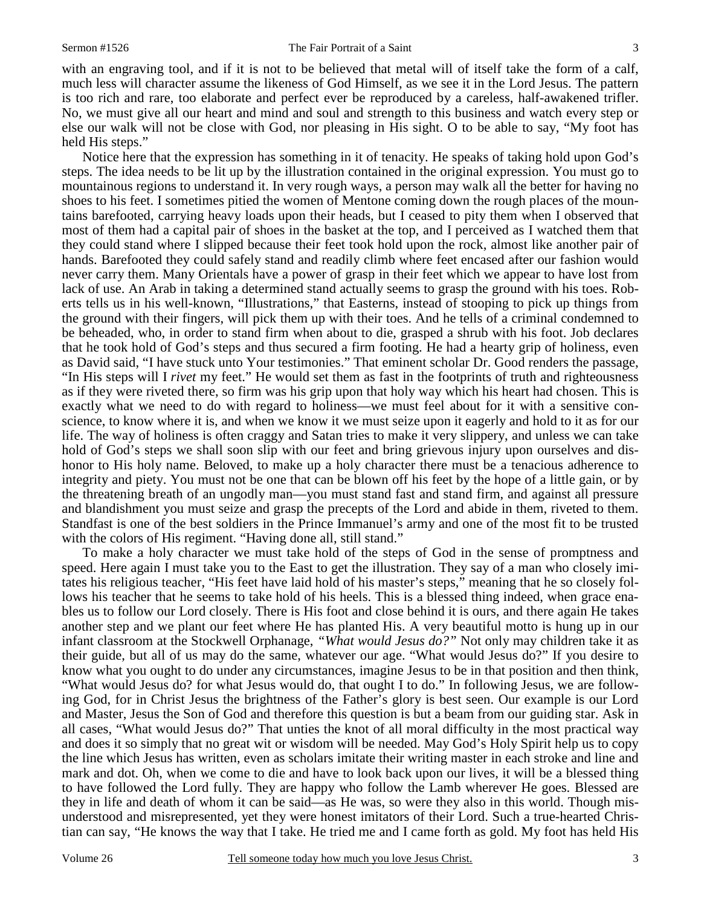with an engraving tool, and if it is not to be believed that metal will of itself take the form of a calf, much less will character assume the likeness of God Himself, as we see it in the Lord Jesus. The pattern is too rich and rare, too elaborate and perfect ever be reproduced by a careless, half-awakened trifler. No, we must give all our heart and mind and soul and strength to this business and watch every step or else our walk will not be close with God, nor pleasing in His sight. O to be able to say, "My foot has held His steps."

Notice here that the expression has something in it of tenacity. He speaks of taking hold upon God's steps. The idea needs to be lit up by the illustration contained in the original expression. You must go to mountainous regions to understand it. In very rough ways, a person may walk all the better for having no shoes to his feet. I sometimes pitied the women of Mentone coming down the rough places of the mountains barefooted, carrying heavy loads upon their heads, but I ceased to pity them when I observed that most of them had a capital pair of shoes in the basket at the top, and I perceived as I watched them that they could stand where I slipped because their feet took hold upon the rock, almost like another pair of hands. Barefooted they could safely stand and readily climb where feet encased after our fashion would never carry them. Many Orientals have a power of grasp in their feet which we appear to have lost from lack of use. An Arab in taking a determined stand actually seems to grasp the ground with his toes. Roberts tells us in his well-known, "Illustrations," that Easterns, instead of stooping to pick up things from the ground with their fingers, will pick them up with their toes. And he tells of a criminal condemned to be beheaded, who, in order to stand firm when about to die, grasped a shrub with his foot. Job declares that he took hold of God's steps and thus secured a firm footing. He had a hearty grip of holiness, even as David said, "I have stuck unto Your testimonies." That eminent scholar Dr. Good renders the passage, "In His steps will I *rivet* my feet." He would set them as fast in the footprints of truth and righteousness as if they were riveted there, so firm was his grip upon that holy way which his heart had chosen. This is exactly what we need to do with regard to holiness—we must feel about for it with a sensitive conscience, to know where it is, and when we know it we must seize upon it eagerly and hold to it as for our life. The way of holiness is often craggy and Satan tries to make it very slippery, and unless we can take hold of God's steps we shall soon slip with our feet and bring grievous injury upon ourselves and dishonor to His holy name. Beloved, to make up a holy character there must be a tenacious adherence to integrity and piety. You must not be one that can be blown off his feet by the hope of a little gain, or by the threatening breath of an ungodly man—you must stand fast and stand firm, and against all pressure and blandishment you must seize and grasp the precepts of the Lord and abide in them, riveted to them. Standfast is one of the best soldiers in the Prince Immanuel's army and one of the most fit to be trusted with the colors of His regiment. "Having done all, still stand."

To make a holy character we must take hold of the steps of God in the sense of promptness and speed. Here again I must take you to the East to get the illustration. They say of a man who closely imitates his religious teacher, "His feet have laid hold of his master's steps," meaning that he so closely follows his teacher that he seems to take hold of his heels. This is a blessed thing indeed, when grace enables us to follow our Lord closely. There is His foot and close behind it is ours, and there again He takes another step and we plant our feet where He has planted His. A very beautiful motto is hung up in our infant classroom at the Stockwell Orphanage, *"What would Jesus do?"* Not only may children take it as their guide, but all of us may do the same, whatever our age. "What would Jesus do?" If you desire to know what you ought to do under any circumstances, imagine Jesus to be in that position and then think, "What would Jesus do? for what Jesus would do, that ought I to do." In following Jesus, we are following God, for in Christ Jesus the brightness of the Father's glory is best seen. Our example is our Lord and Master, Jesus the Son of God and therefore this question is but a beam from our guiding star. Ask in all cases, "What would Jesus do?" That unties the knot of all moral difficulty in the most practical way and does it so simply that no great wit or wisdom will be needed. May God's Holy Spirit help us to copy the line which Jesus has written, even as scholars imitate their writing master in each stroke and line and mark and dot. Oh, when we come to die and have to look back upon our lives, it will be a blessed thing to have followed the Lord fully. They are happy who follow the Lamb wherever He goes. Blessed are they in life and death of whom it can be said—as He was, so were they also in this world. Though misunderstood and misrepresented, yet they were honest imitators of their Lord. Such a true-hearted Christian can say, "He knows the way that I take. He tried me and I came forth as gold. My foot has held His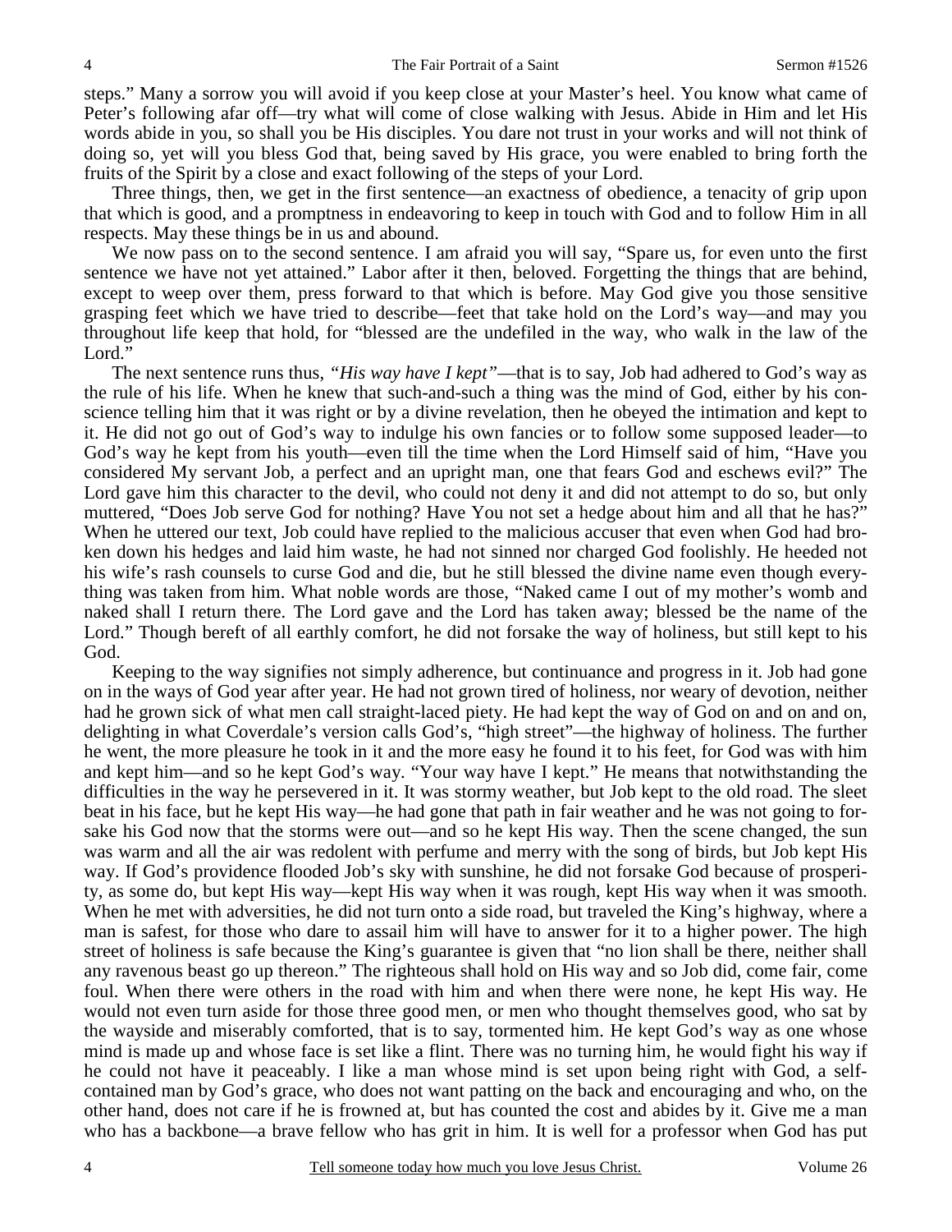steps." Many a sorrow you will avoid if you keep close at your Master's heel. You know what came of Peter's following afar off—try what will come of close walking with Jesus. Abide in Him and let His words abide in you, so shall you be His disciples. You dare not trust in your works and will not think of doing so, yet will you bless God that, being saved by His grace, you were enabled to bring forth the fruits of the Spirit by a close and exact following of the steps of your Lord.

Three things, then, we get in the first sentence—an exactness of obedience, a tenacity of grip upon that which is good, and a promptness in endeavoring to keep in touch with God and to follow Him in all respects. May these things be in us and abound.

We now pass on to the second sentence. I am afraid you will say, "Spare us, for even unto the first sentence we have not yet attained." Labor after it then, beloved. Forgetting the things that are behind, except to weep over them, press forward to that which is before. May God give you those sensitive grasping feet which we have tried to describe—feet that take hold on the Lord's way—and may you throughout life keep that hold, for "blessed are the undefiled in the way, who walk in the law of the Lord."

The next sentence runs thus, *"His way have I kept"*—that is to say, Job had adhered to God's way as the rule of his life. When he knew that such-and-such a thing was the mind of God, either by his conscience telling him that it was right or by a divine revelation, then he obeyed the intimation and kept to it. He did not go out of God's way to indulge his own fancies or to follow some supposed leader—to God's way he kept from his youth—even till the time when the Lord Himself said of him, "Have you considered My servant Job, a perfect and an upright man, one that fears God and eschews evil?" The Lord gave him this character to the devil, who could not deny it and did not attempt to do so, but only muttered, "Does Job serve God for nothing? Have You not set a hedge about him and all that he has?" When he uttered our text, Job could have replied to the malicious accuser that even when God had broken down his hedges and laid him waste, he had not sinned nor charged God foolishly. He heeded not his wife's rash counsels to curse God and die, but he still blessed the divine name even though everything was taken from him. What noble words are those, "Naked came I out of my mother's womb and naked shall I return there. The Lord gave and the Lord has taken away; blessed be the name of the Lord." Though bereft of all earthly comfort, he did not forsake the way of holiness, but still kept to his God.

Keeping to the way signifies not simply adherence, but continuance and progress in it. Job had gone on in the ways of God year after year. He had not grown tired of holiness, nor weary of devotion, neither had he grown sick of what men call straight-laced piety. He had kept the way of God on and on and on, delighting in what Coverdale's version calls God's, "high street"—the highway of holiness. The further he went, the more pleasure he took in it and the more easy he found it to his feet, for God was with him and kept him—and so he kept God's way. "Your way have I kept." He means that notwithstanding the difficulties in the way he persevered in it. It was stormy weather, but Job kept to the old road. The sleet beat in his face, but he kept His way—he had gone that path in fair weather and he was not going to forsake his God now that the storms were out—and so he kept His way. Then the scene changed, the sun was warm and all the air was redolent with perfume and merry with the song of birds, but Job kept His way. If God's providence flooded Job's sky with sunshine, he did not forsake God because of prosperity, as some do, but kept His way—kept His way when it was rough, kept His way when it was smooth. When he met with adversities, he did not turn onto a side road, but traveled the King's highway, where a man is safest, for those who dare to assail him will have to answer for it to a higher power. The high street of holiness is safe because the King's guarantee is given that "no lion shall be there, neither shall any ravenous beast go up thereon." The righteous shall hold on His way and so Job did, come fair, come foul. When there were others in the road with him and when there were none, he kept His way. He would not even turn aside for those three good men, or men who thought themselves good, who sat by the wayside and miserably comforted, that is to say, tormented him. He kept God's way as one whose mind is made up and whose face is set like a flint. There was no turning him, he would fight his way if he could not have it peaceably. I like a man whose mind is set upon being right with God, a self-contained man by God's grace, who does not want patting on the back and encouraging and who, on the other hand, does not care if he is frowned at, but has counted the cost and abides by it. Give me a man who has a backbone—a brave fellow who has grit in him. It is well for a professor when God has put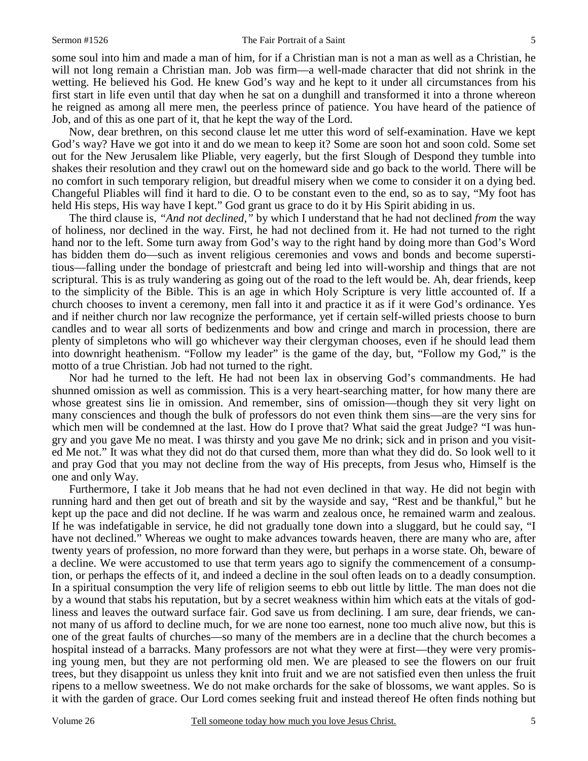some soul into him and made a man of him, for if a Christian man is not a man as well as a Christian, he will not long remain a Christian man. Job was firm—a well-made character that did not shrink in the wetting. He believed his God. He knew God's way and he kept to it under all circumstances from his first start in life even until that day when he sat on a dunghill and transformed it into a throne whereon he reigned as among all mere men, the peerless prince of patience. You have heard of the patience of Job, and of this as one part of it, that he kept the way of the Lord.

Now, dear brethren, on this second clause let me utter this word of self-examination. Have we kept God's way? Have we got into it and do we mean to keep it? Some are soon hot and soon cold. Some set out for the New Jerusalem like Pliable, very eagerly, but the first Slough of Despond they tumble into shakes their resolution and they crawl out on the homeward side and go back to the world. There will be no comfort in such temporary religion, but dreadful misery when we come to consider it on a dying bed. Changeful Pliables will find it hard to die. O to be constant even to the end, so as to say, "My foot has held His steps, His way have I kept." God grant us grace to do it by His Spirit abiding in us.

The third clause is, *"And not declined,"* by which I understand that he had not declined *from* the way of holiness, nor declined in the way. First, he had not declined from it. He had not turned to the right hand nor to the left. Some turn away from God's way to the right hand by doing more than God's Word has bidden them do—such as invent religious ceremonies and vows and bonds and become superstitious—falling under the bondage of priestcraft and being led into will-worship and things that are not scriptural. This is as truly wandering as going out of the road to the left would be. Ah, dear friends, keep to the simplicity of the Bible. This is an age in which Holy Scripture is very little accounted of. If a church chooses to invent a ceremony, men fall into it and practice it as if it were God's ordinance. Yes and if neither church nor law recognize the performance, yet if certain self-willed priests choose to burn candles and to wear all sorts of bedizenments and bow and cringe and march in procession, there are plenty of simpletons who will go whichever way their clergyman chooses, even if he should lead them into downright heathenism. "Follow my leader" is the game of the day, but, "Follow my God," is the motto of a true Christian. Job had not turned to the right.

Nor had he turned to the left. He had not been lax in observing God's commandments. He had shunned omission as well as commission. This is a very heart-searching matter, for how many there are whose greatest sins lie in omission. And remember, sins of omission—though they sit very light on many consciences and though the bulk of professors do not even think them sins—are the very sins for which men will be condemned at the last. How do I prove that? What said the great Judge? "I was hungry and you gave Me no meat. I was thirsty and you gave Me no drink; sick and in prison and you visited Me not." It was what they did not do that cursed them, more than what they did do. So look well to it and pray God that you may not decline from the way of His precepts, from Jesus who, Himself is the one and only Way.

Furthermore, I take it Job means that he had not even declined in that way. He did not begin with running hard and then get out of breath and sit by the wayside and say, "Rest and be thankful," but he kept up the pace and did not decline. If he was warm and zealous once, he remained warm and zealous. If he was indefatigable in service, he did not gradually tone down into a sluggard, but he could say, "I have not declined." Whereas we ought to make advances towards heaven, there are many who are, after twenty years of profession, no more forward than they were, but perhaps in a worse state. Oh, beware of a decline. We were accustomed to use that term years ago to signify the commencement of a consumption, or perhaps the effects of it, and indeed a decline in the soul often leads on to a deadly consumption. In a spiritual consumption the very life of religion seems to ebb out little by little. The man does not die by a wound that stabs his reputation, but by a secret weakness within him which eats at the vitals of godliness and leaves the outward surface fair. God save us from declining. I am sure, dear friends, we cannot many of us afford to decline much, for we are none too earnest, none too much alive now, but this is one of the great faults of churches—so many of the members are in a decline that the church becomes a hospital instead of a barracks. Many professors are not what they were at first—they were very promising young men, but they are not performing old men. We are pleased to see the flowers on our fruit trees, but they disappoint us unless they knit into fruit and we are not satisfied even then unless the fruit ripens to a mellow sweetness. We do not make orchards for the sake of blossoms, we want apples. So is it with the garden of grace. Our Lord comes seeking fruit and instead thereof He often finds nothing but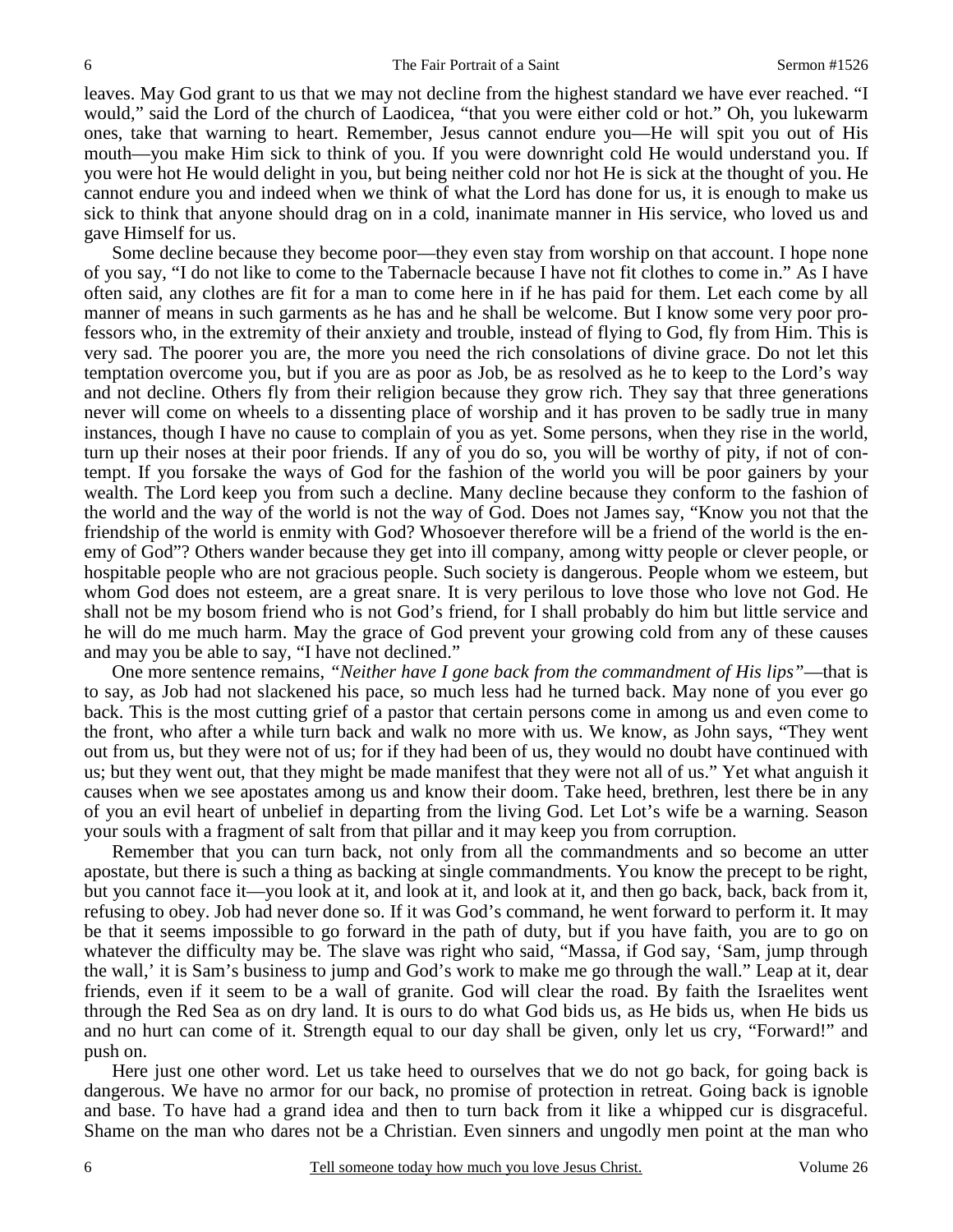leaves. May God grant to us that we may not decline from the highest standard we have ever reached. "I would," said the Lord of the church of Laodicea, "that you were either cold or hot." Oh, you lukewarm ones, take that warning to heart. Remember, Jesus cannot endure you—He will spit you out of His mouth—you make Him sick to think of you. If you were downright cold He would understand you. If you were hot He would delight in you, but being neither cold nor hot He is sick at the thought of you. He cannot endure you and indeed when we think of what the Lord has done for us, it is enough to make us sick to think that anyone should drag on in a cold, inanimate manner in His service, who loved us and gave Himself for us.

Some decline because they become poor—they even stay from worship on that account. I hope none of you say, "I do not like to come to the Tabernacle because I have not fit clothes to come in." As I have often said, any clothes are fit for a man to come here in if he has paid for them. Let each come by all manner of means in such garments as he has and he shall be welcome. But I know some very poor professors who, in the extremity of their anxiety and trouble, instead of flying to God, fly from Him. This is very sad. The poorer you are, the more you need the rich consolations of divine grace. Do not let this temptation overcome you, but if you are as poor as Job, be as resolved as he to keep to the Lord's way and not decline. Others fly from their religion because they grow rich. They say that three generations never will come on wheels to a dissenting place of worship and it has proven to be sadly true in many instances, though I have no cause to complain of you as yet. Some persons, when they rise in the world, turn up their noses at their poor friends. If any of you do so, you will be worthy of pity, if not of contempt. If you forsake the ways of God for the fashion of the world you will be poor gainers by your wealth. The Lord keep you from such a decline. Many decline because they conform to the fashion of the world and the way of the world is not the way of God. Does not James say, "Know you not that the friendship of the world is enmity with God? Whosoever therefore will be a friend of the world is the enemy of God"? Others wander because they get into ill company, among witty people or clever people, or hospitable people who are not gracious people. Such society is dangerous. People whom we esteem, but whom God does not esteem, are a great snare. It is very perilous to love those who love not God. He shall not be my bosom friend who is not God's friend, for I shall probably do him but little service and he will do me much harm. May the grace of God prevent your growing cold from any of these causes and may you be able to say, "I have not declined."

One more sentence remains, *"Neither have I gone back from the commandment of His lips"*—that is to say, as Job had not slackened his pace, so much less had he turned back. May none of you ever go back. This is the most cutting grief of a pastor that certain persons come in among us and even come to the front, who after a while turn back and walk no more with us. We know, as John says, "They went out from us, but they were not of us; for if they had been of us, they would no doubt have continued with us; but they went out, that they might be made manifest that they were not all of us." Yet what anguish it causes when we see apostates among us and know their doom. Take heed, brethren, lest there be in any of you an evil heart of unbelief in departing from the living God. Let Lot's wife be a warning. Season your souls with a fragment of salt from that pillar and it may keep you from corruption.

Remember that you can turn back, not only from all the commandments and so become an utter apostate, but there is such a thing as backing at single commandments. You know the precept to be right, but you cannot face it—you look at it, and look at it, and look at it, and then go back, back, back from it, refusing to obey. Job had never done so. If it was God's command, he went forward to perform it. It may be that it seems impossible to go forward in the path of duty, but if you have faith, you are to go on whatever the difficulty may be. The slave was right who said, "Massa, if God say, 'Sam, jump through the wall,' it is Sam's business to jump and God's work to make me go through the wall." Leap at it, dear friends, even if it seem to be a wall of granite. God will clear the road. By faith the Israelites went through the Red Sea as on dry land. It is ours to do what God bids us, as He bids us, when He bids us and no hurt can come of it. Strength equal to our day shall be given, only let us cry, "Forward!" and push on.

Here just one other word. Let us take heed to ourselves that we do not go back, for going back is dangerous. We have no armor for our back, no promise of protection in retreat. Going back is ignoble and base. To have had a grand idea and then to turn back from it like a whipped cur is disgraceful. Shame on the man who dares not be a Christian. Even sinners and ungodly men point at the man who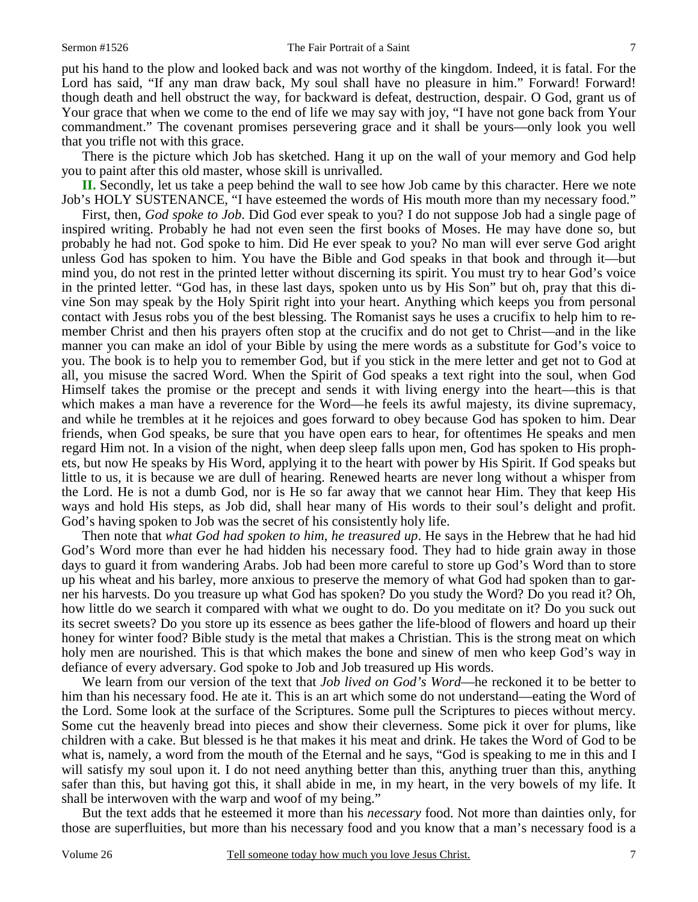put his hand to the plow and looked back and was not worthy of the kingdom. Indeed, it is fatal. For the Lord has said, "If any man draw back, My soul shall have no pleasure in him." Forward! Forward! though death and hell obstruct the way, for backward is defeat, destruction, despair. O God, grant us of Your grace that when we come to the end of life we may say with joy, "I have not gone back from Your commandment." The covenant promises persevering grace and it shall be yours—only look you well that you trifle not with this grace.

There is the picture which Job has sketched. Hang it up on the wall of your memory and God help you to paint after this old master, whose skill is unrivalled.

**II.** Secondly, let us take a peep behind the wall to see how Job came by this character. Here we note Job's HOLY SUSTENANCE, "I have esteemed the words of His mouth more than my necessary food."

First, then, *God spoke to Job*. Did God ever speak to you? I do not suppose Job had a single page of inspired writing. Probably he had not even seen the first books of Moses. He may have done so, but probably he had not. God spoke to him. Did He ever speak to you? No man will ever serve God aright unless God has spoken to him. You have the Bible and God speaks in that book and through it—but mind you, do not rest in the printed letter without discerning its spirit. You must try to hear God's voice in the printed letter. "God has, in these last days, spoken unto us by His Son" but oh, pray that this divine Son may speak by the Holy Spirit right into your heart. Anything which keeps you from personal contact with Jesus robs you of the best blessing. The Romanist says he uses a crucifix to help him to remember Christ and then his prayers often stop at the crucifix and do not get to Christ—and in the like manner you can make an idol of your Bible by using the mere words as a substitute for God's voice to you. The book is to help you to remember God, but if you stick in the mere letter and get not to God at all, you misuse the sacred Word. When the Spirit of God speaks a text right into the soul, when God Himself takes the promise or the precept and sends it with living energy into the heart—this is that which makes a man have a reverence for the Word—he feels its awful majesty, its divine supremacy, and while he trembles at it he rejoices and goes forward to obey because God has spoken to him. Dear friends, when God speaks, be sure that you have open ears to hear, for oftentimes He speaks and men regard Him not. In a vision of the night, when deep sleep falls upon men, God has spoken to His prophets, but now He speaks by His Word, applying it to the heart with power by His Spirit. If God speaks but little to us, it is because we are dull of hearing. Renewed hearts are never long without a whisper from the Lord. He is not a dumb God, nor is He so far away that we cannot hear Him. They that keep His ways and hold His steps, as Job did, shall hear many of His words to their soul's delight and profit. God's having spoken to Job was the secret of his consistently holy life.

Then note that *what God had spoken to him, he treasured up*. He says in the Hebrew that he had hid God's Word more than ever he had hidden his necessary food. They had to hide grain away in those days to guard it from wandering Arabs. Job had been more careful to store up God's Word than to store up his wheat and his barley, more anxious to preserve the memory of what God had spoken than to garner his harvests. Do you treasure up what God has spoken? Do you study the Word? Do you read it? Oh, how little do we search it compared with what we ought to do. Do you meditate on it? Do you suck out its secret sweets? Do you store up its essence as bees gather the life-blood of flowers and hoard up their honey for winter food? Bible study is the metal that makes a Christian. This is the strong meat on which holy men are nourished. This is that which makes the bone and sinew of men who keep God's way in defiance of every adversary. God spoke to Job and Job treasured up His words.

We learn from our version of the text that *Job lived on God's Word*—he reckoned it to be better to him than his necessary food. He ate it. This is an art which some do not understand—eating the Word of the Lord. Some look at the surface of the Scriptures. Some pull the Scriptures to pieces without mercy. Some cut the heavenly bread into pieces and show their cleverness. Some pick it over for plums, like children with a cake. But blessed is he that makes it his meat and drink. He takes the Word of God to be what is, namely, a word from the mouth of the Eternal and he says, "God is speaking to me in this and I will satisfy my soul upon it. I do not need anything better than this, anything truer than this, anything safer than this, but having got this, it shall abide in me, in my heart, in the very bowels of my life. It shall be interwoven with the warp and woof of my being."

But the text adds that he esteemed it more than his *necessary* food. Not more than dainties only, for those are superfluities, but more than his necessary food and you know that a man's necessary food is a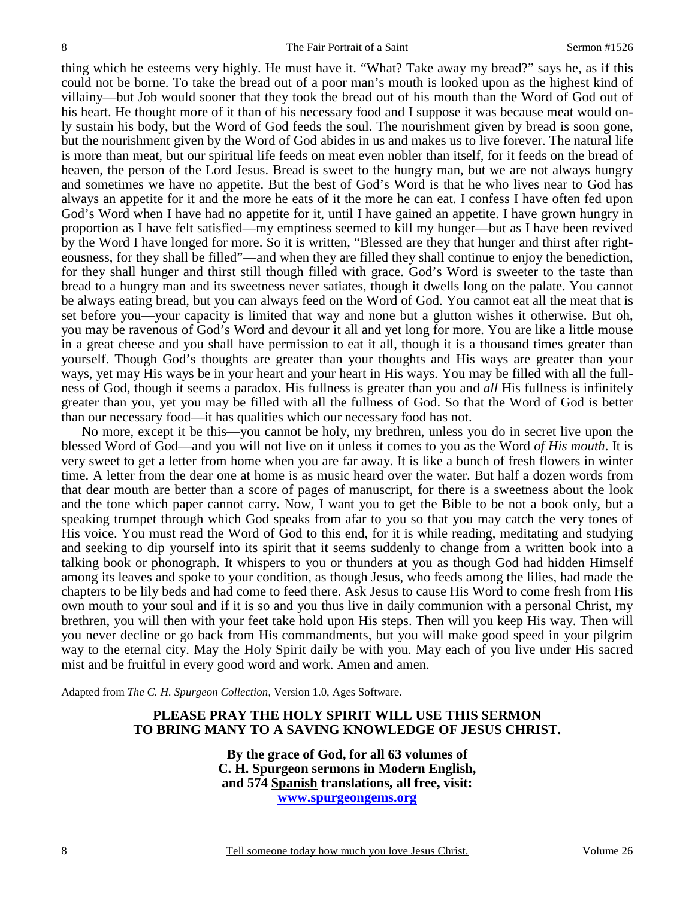thing which he esteems very highly. He must have it. "What? Take away my bread?" says he, as if this could not be borne. To take the bread out of a poor man's mouth is looked upon as the highest kind of villainy—but Job would sooner that they took the bread out of his mouth than the Word of God out of his heart. He thought more of it than of his necessary food and I suppose it was because meat would only sustain his body, but the Word of God feeds the soul. The nourishment given by bread is soon gone, but the nourishment given by the Word of God abides in us and makes us to live forever. The natural life is more than meat, but our spiritual life feeds on meat even nobler than itself, for it feeds on the bread of heaven, the person of the Lord Jesus. Bread is sweet to the hungry man, but we are not always hungry and sometimes we have no appetite. But the best of God's Word is that he who lives near to God has always an appetite for it and the more he eats of it the more he can eat. I confess I have often fed upon God's Word when I have had no appetite for it, until I have gained an appetite. I have grown hungry in proportion as I have felt satisfied—my emptiness seemed to kill my hunger—but as I have been revived by the Word I have longed for more. So it is written, "Blessed are they that hunger and thirst after righteousness, for they shall be filled"—and when they are filled they shall continue to enjoy the benediction, for they shall hunger and thirst still though filled with grace. God's Word is sweeter to the taste than bread to a hungry man and its sweetness never satiates, though it dwells long on the palate. You cannot be always eating bread, but you can always feed on the Word of God. You cannot eat all the meat that is set before you—your capacity is limited that way and none but a glutton wishes it otherwise. But oh, you may be ravenous of God's Word and devour it all and yet long for more. You are like a little mouse in a great cheese and you shall have permission to eat it all, though it is a thousand times greater than yourself. Though God's thoughts are greater than your thoughts and His ways are greater than your ways, yet may His ways be in your heart and your heart in His ways. You may be filled with all the fullness of God, though it seems a paradox. His fullness is greater than you and *all* His fullness is infinitely greater than you, yet you may be filled with all the fullness of God. So that the Word of God is better than our necessary food—it has qualities which our necessary food has not.

No more, except it be this—you cannot be holy, my brethren, unless you do in secret live upon the blessed Word of God—and you will not live on it unless it comes to you as the Word *of His mouth*. It is very sweet to get a letter from home when you are far away. It is like a bunch of fresh flowers in winter time. A letter from the dear one at home is as music heard over the water. But half a dozen words from that dear mouth are better than a score of pages of manuscript, for there is a sweetness about the look and the tone which paper cannot carry. Now, I want you to get the Bible to be not a book only, but a speaking trumpet through which God speaks from afar to you so that you may catch the very tones of His voice. You must read the Word of God to this end, for it is while reading, meditating and studying and seeking to dip yourself into its spirit that it seems suddenly to change from a written book into a talking book or phonograph. It whispers to you or thunders at you as though God had hidden Himself among its leaves and spoke to your condition, as though Jesus, who feeds among the lilies, had made the chapters to be lily beds and had come to feed there. Ask Jesus to cause His Word to come fresh from His own mouth to your soul and if it is so and you thus live in daily communion with a personal Christ, my brethren, you will then with your feet take hold upon His steps. Then will you keep His way. Then will you never decline or go back from His commandments, but you will make good speed in your pilgrim way to the eternal city. May the Holy Spirit daily be with you. May each of you live under His sacred mist and be fruitful in every good word and work. Amen and amen.

Adapted from *The C. H. Spurgeon Collection*, Version 1.0, Ages Software.

**PLEASE PRAY THE HOLY SPIRIT WILL USE THIS SERMON TO BRING MANY TO A SAVING KNOWLEDGE OF JESUS CHRIST.**

**By the grace of God, for all 63 volumes of C. H. Spurgeon sermons in Modern English, and 574 Spanish translations, all free, visit: www.spurgeongems.org**

Tell someone today how much you love Jesus Christ.